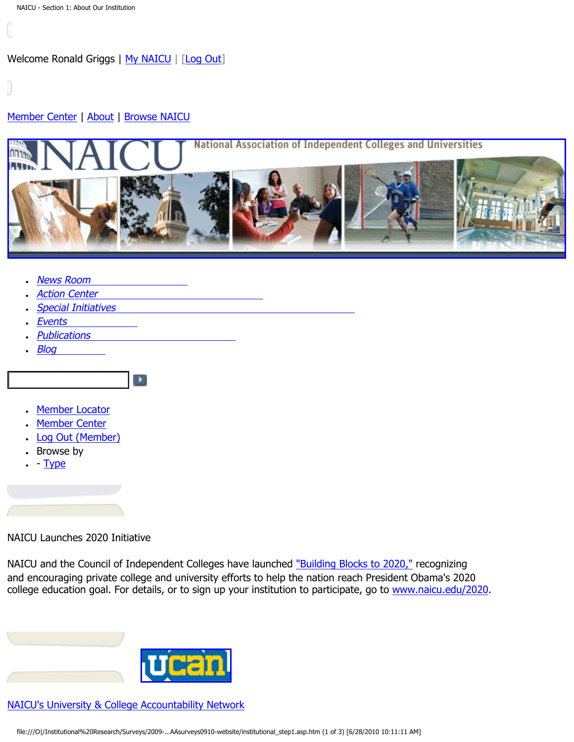Welcome Ronald Griggs | My NAICU | [Log Out]

Member Center | About | Browse NAICU

- *News Room*
- *Action Center*
- *Special Initiatives*
- *Events*
- *Publications*
- *Blog*

- Member Locator
- Member Center
- Log Out (Member)
- Browse by
- - Type

NAICU Launches 2020 Initiative

NAICU and the Council of Independent Colleges have launched "Building Blocks to 2020," recognizing and encouraging private college and university efforts to help the nation reach President Obama's 2020 college education goal. For details, or to sign up your institution to participate, go to www.naicu.edu/2020.

NAICU's University & College Accountability Network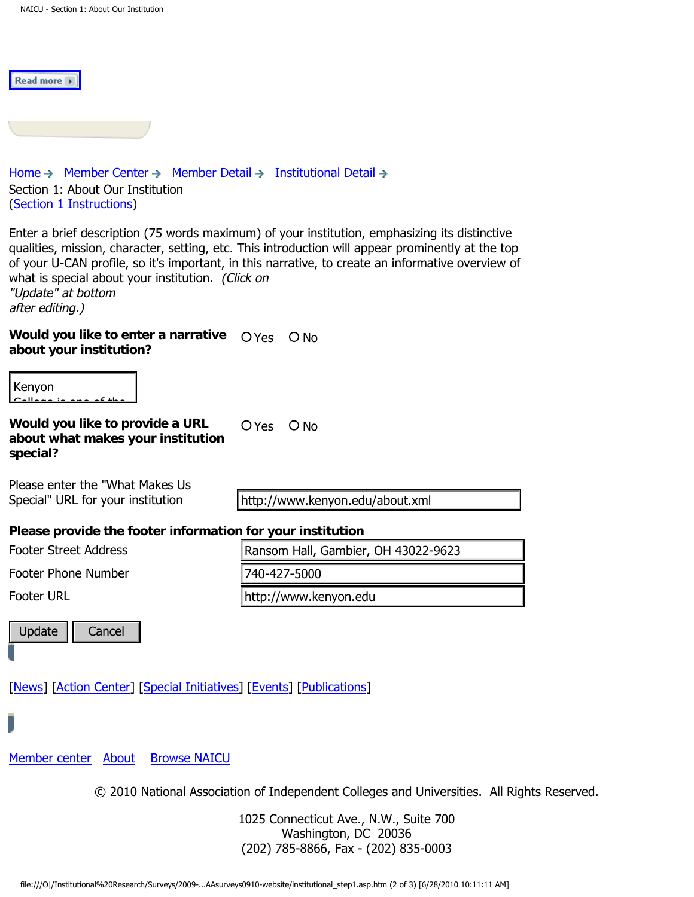Read more

Home → Member Center → Member Detail → Institutional Detail →
Section 1: About Our Institution
(Section 1 Instructions)

Enter a brief description (75 words maximum) of your institution, emphasizing its distinctive qualities, mission, character, setting, etc. This introduction will appear prominently at the top of your U-CAN profile, so it's important, in this narrative, to create an informative overview of what is special about your institution. *(Click on "Update" at bottom after editing.)*

**Would you like to enter a narrative about your institution?** ○ Yes ○ No

Kenyon College is one of the

**Would you like to provide a URL about what makes your institution special?** ○ Yes ○ No

Please enter the "What Makes Us Special" URL for your institution: http://www.kenyon.edu/about.xml

**Please provide the footer information for your institution**

| | |
|---|---|
| Footer Street Address | Ransom Hall, Gambier, OH 43022-9623 |
| Footer Phone Number | 740-427-5000 |
| Footer URL | http://www.kenyon.edu |

Update Cancel

[News] [Action Center] [Special Initiatives] [Events] [Publications]

Member center About Browse NAICU

© 2010 National Association of Independent Colleges and Universities. All Rights Reserved.

1025 Connecticut Ave., N.W., Suite 700
Washington, DC 20036
(202) 785-8866, Fax - (202) 835-0003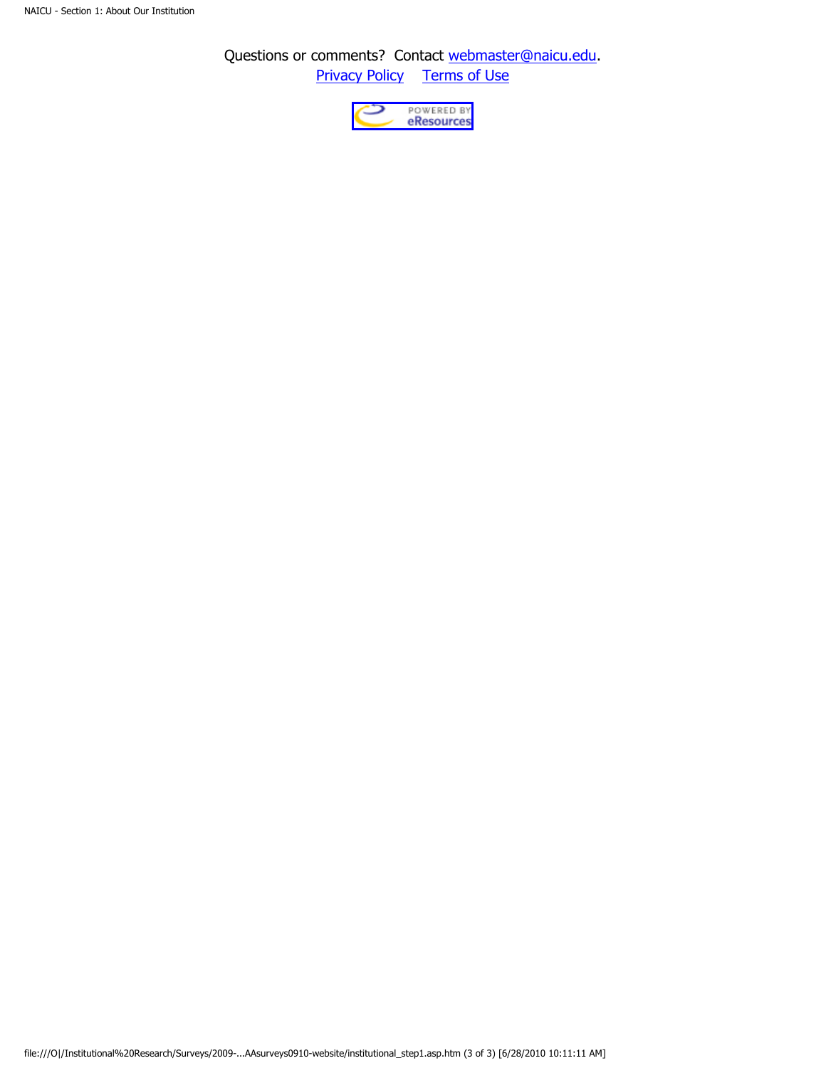Questions or comments? Contact webmaster@naicu.edu.

Privacy Policy    Terms of Use

POWERED BY eResources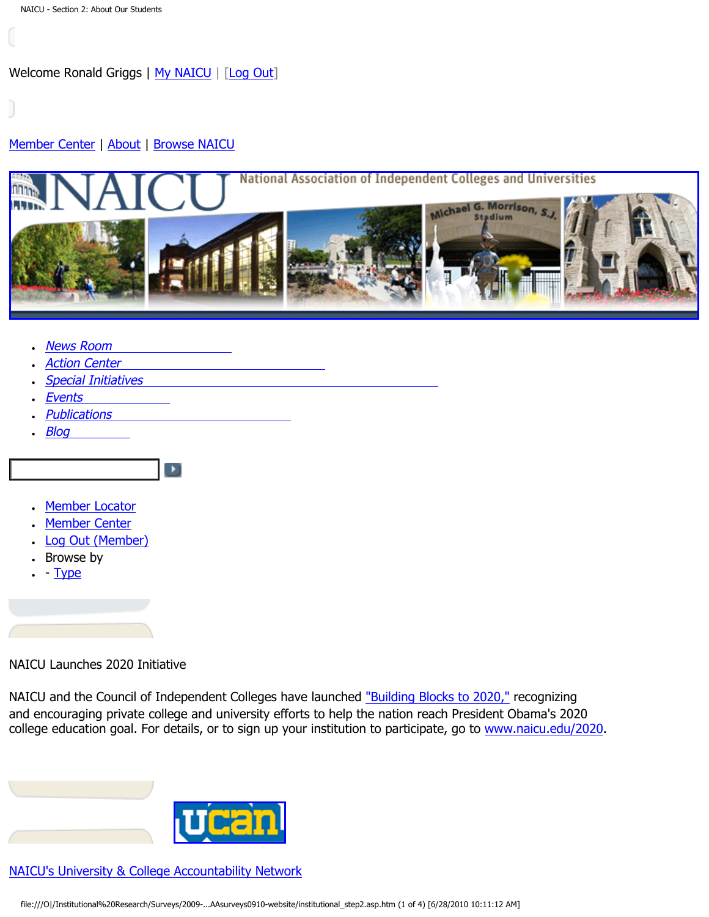Welcome Ronald Griggs | My NAICU | [Log Out]

Member Center | About | Browse NAICU

- News Room
- Action Center
- Special Initiatives
- Events
- Publications
- Blog

- Member Locator
- Member Center
- Log Out (Member)
- Browse by
- - Type

NAICU Launches 2020 Initiative

NAICU and the Council of Independent Colleges have launched "Building Blocks to 2020," recognizing and encouraging private college and university efforts to help the nation reach President Obama's 2020 college education goal. For details, or to sign up your institution to participate, go to www.naicu.edu/2020.

NAICU's University & College Accountability Network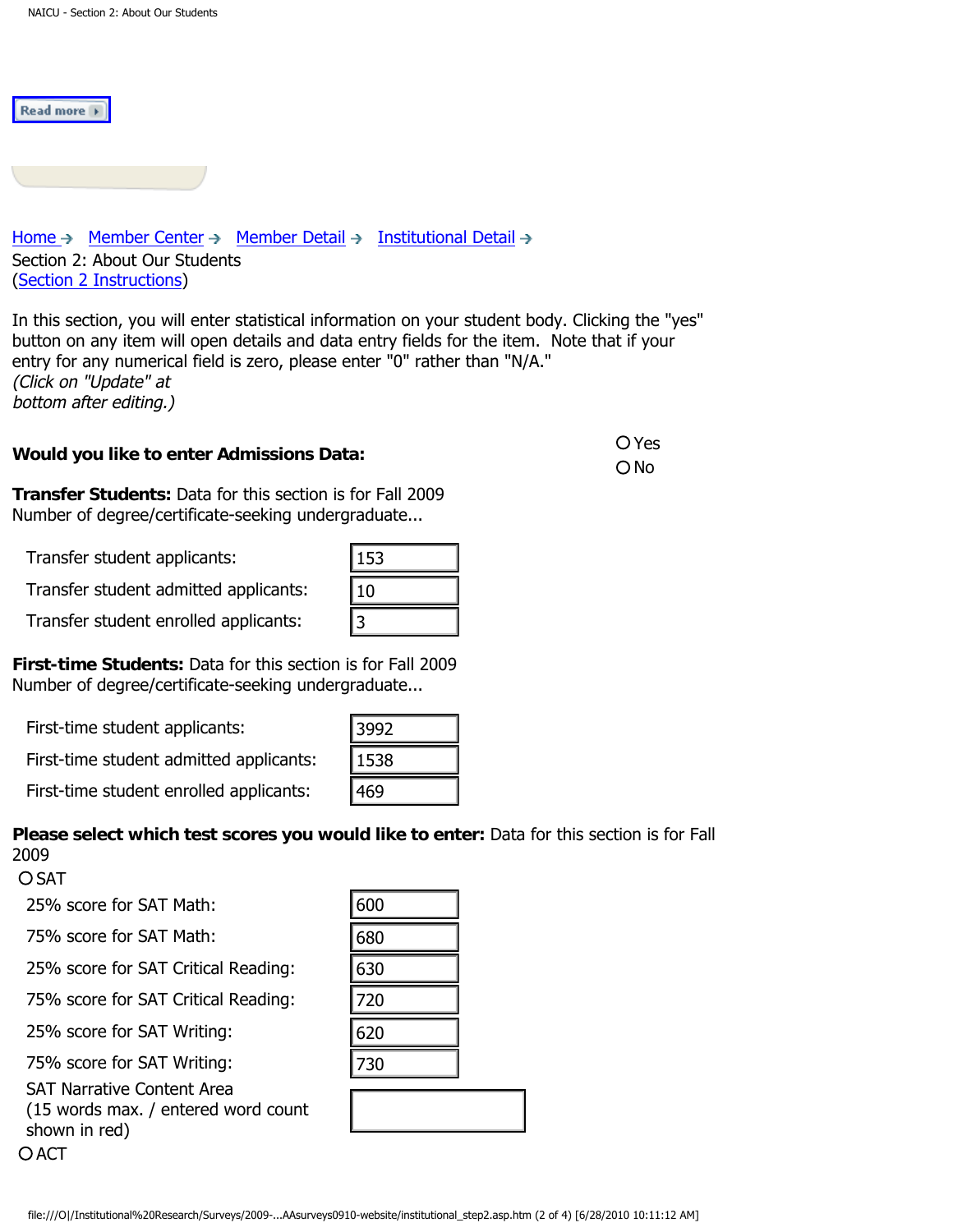Read more

Home → Member Center → Member Detail → Institutional Detail →
Section 2: About Our Students
(Section 2 Instructions)

In this section, you will enter statistical information on your student body. Clicking the "yes" button on any item will open details and data entry fields for the item.  Note that if your entry for any numerical field is zero, please enter "0" rather than "N/A."
*(Click on "Update" at bottom after editing.)*

**Would you like to enter Admissions Data:** ○ Yes ○ No

**Transfer Students:** Data for this section is for Fall 2009
Number of degree/certificate-seeking undergraduate...

| | |
|---|---|
| Transfer student applicants: | 153 |
| Transfer student admitted applicants: | 10 |
| Transfer student enrolled applicants: | 3 |

**First-time Students:** Data for this section is for Fall 2009
Number of degree/certificate-seeking undergraduate...

| | |
|---|---|
| First-time student applicants: | 3992 |
| First-time student admitted applicants: | 1538 |
| First-time student enrolled applicants: | 469 |

**Please select which test scores you would like to enter:** Data for this section is for Fall 2009

○ SAT

| | |
|---|---|
| 25% score for SAT Math: | 600 |
| 75% score for SAT Math: | 680 |
| 25% score for SAT Critical Reading: | 630 |
| 75% score for SAT Critical Reading: | 720 |
| 25% score for SAT Writing: | 620 |
| 75% score for SAT Writing: | 730 |
| SAT Narrative Content Area (15 words max. / entered word count shown in red) | |

○ ACT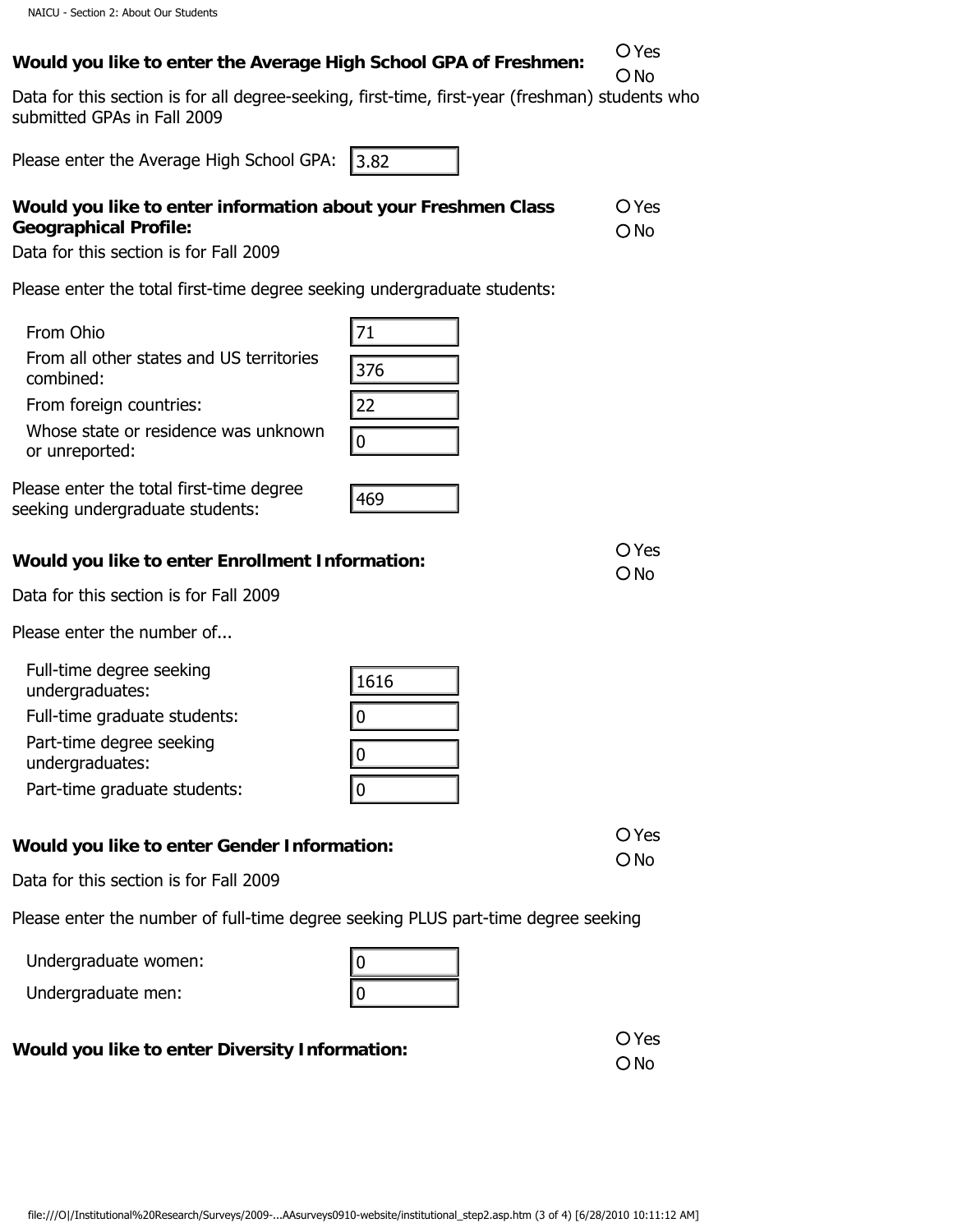**Would you like to enter the Average High School GPA of Freshmen:** ○ Yes ○ No

Data for this section is for all degree-seeking, first-time, first-year (freshman) students who submitted GPAs in Fall 2009

Please enter the Average High School GPA: 3.82

**Would you like to enter information about your Freshmen Class Geographical Profile:** ○ Yes ○ No

Data for this section is for Fall 2009

Please enter the total first-time degree seeking undergraduate students:

| | |
|---|---|
| From Ohio | 71 |
| From all other states and US territories combined: | 376 |
| From foreign countries: | 22 |
| Whose state or residence was unknown or unreported: | 0 |

Please enter the total first-time degree seeking undergraduate students: 469

**Would you like to enter Enrollment Information:** ○ Yes ○ No

Data for this section is for Fall 2009

Please enter the number of...

| | |
|---|---|
| Full-time degree seeking undergraduates: | 1616 |
| Full-time graduate students: | 0 |
| Part-time degree seeking undergraduates: | 0 |
| Part-time graduate students: | 0 |

**Would you like to enter Gender Information:** ○ Yes ○ No

Data for this section is for Fall 2009

Please enter the number of full-time degree seeking PLUS part-time degree seeking

| | |
|---|---|
| Undergraduate women: | 0 |
| Undergraduate men: | 0 |

**Would you like to enter Diversity Information:** ○ Yes ○ No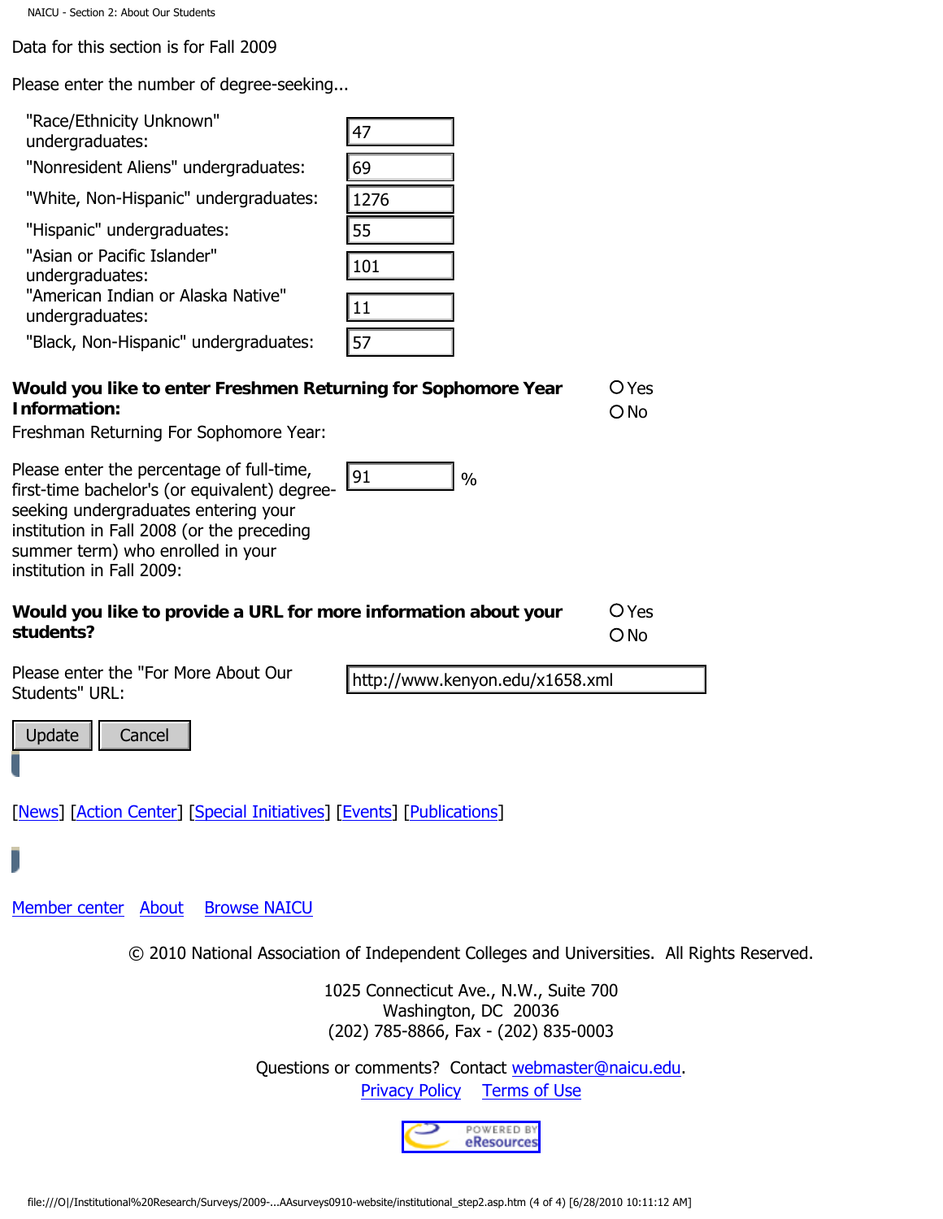Data for this section is for Fall 2009

Please enter the number of degree-seeking...

| | |
|---|---|
| "Race/Ethnicity Unknown" undergraduates: | 47 |
| "Nonresident Aliens" undergraduates: | 69 |
| "White, Non-Hispanic" undergraduates: | 1276 |
| "Hispanic" undergraduates: | 55 |
| "Asian or Pacific Islander" undergraduates: | 101 |
| "American Indian or Alaska Native" undergraduates: | 11 |
| "Black, Non-Hispanic" undergraduates: | 57 |

**Would you like to enter Freshmen Returning for Sophomore Year Information:**

○ Yes
○ No

Freshman Returning For Sophomore Year:

Please enter the percentage of full-time, first-time bachelor's (or equivalent) degree-seeking undergraduates entering your institution in Fall 2008 (or the preceding summer term) who enrolled in your institution in Fall 2009: 91 %

**Would you like to provide a URL for more information about your students?**

○ Yes
○ No

Please enter the "For More About Our Students" URL: http://www.kenyon.edu/x1658.xml

Update | Cancel

[News] [Action Center] [Special Initiatives] [Events] [Publications]

Member center   About   Browse NAICU

© 2010 National Association of Independent Colleges and Universities. All Rights Reserved.

1025 Connecticut Ave., N.W., Suite 700
Washington, DC 20036
(202) 785-8866, Fax - (202) 835-0003

Questions or comments? Contact webmaster@naicu.edu.
Privacy Policy   Terms of Use

POWERED BY eResources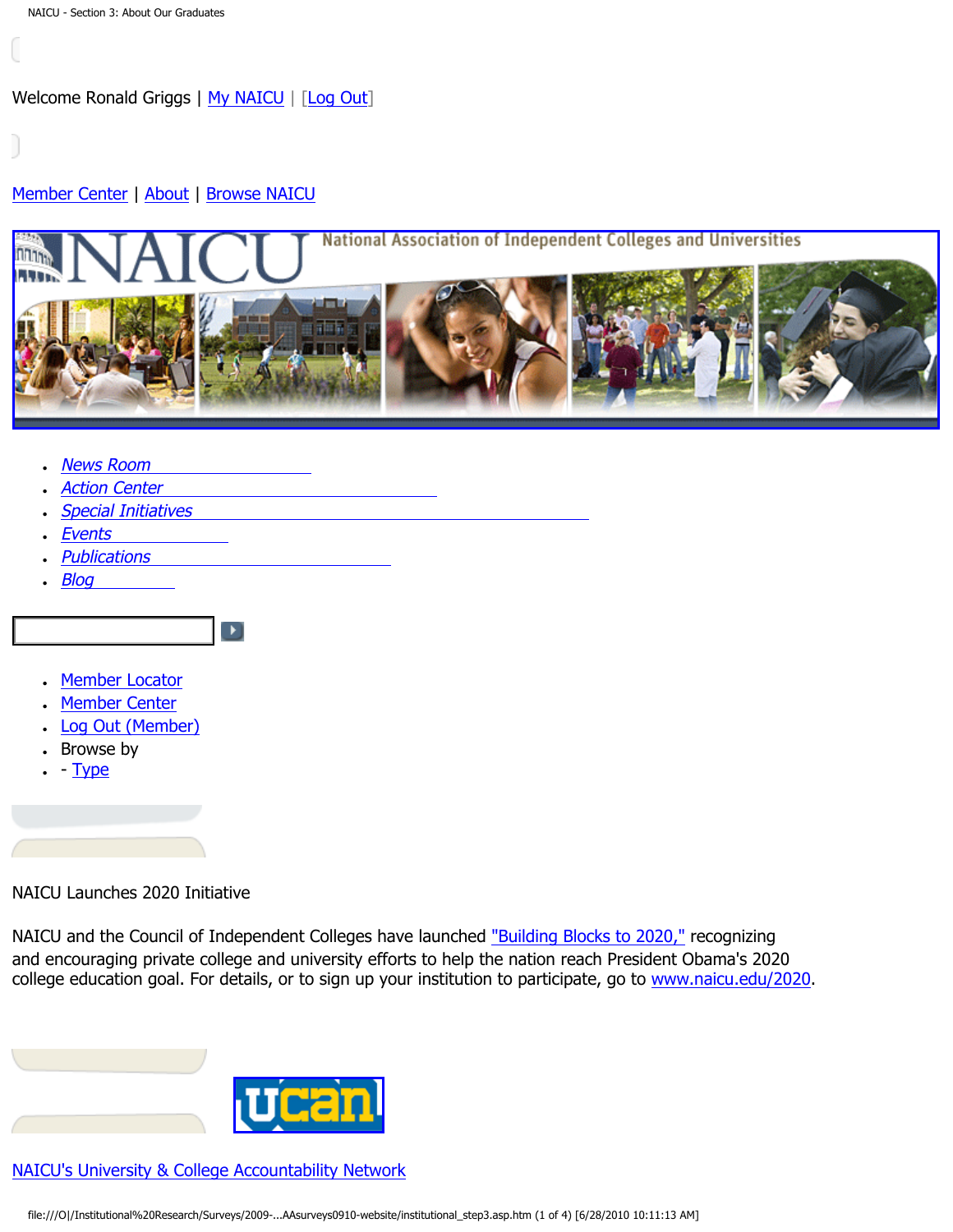Welcome Ronald Griggs | My NAICU | [Log Out]

Member Center | About | Browse NAICU

- News Room
- Action Center
- Special Initiatives
- Events
- Publications
- Blog

- Member Locator
- Member Center
- Log Out (Member)
- Browse by
- - Type

NAICU Launches 2020 Initiative

NAICU and the Council of Independent Colleges have launched "Building Blocks to 2020," recognizing and encouraging private college and university efforts to help the nation reach President Obama's 2020 college education goal. For details, or to sign up your institution to participate, go to www.naicu.edu/2020.

NAICU's University & College Accountability Network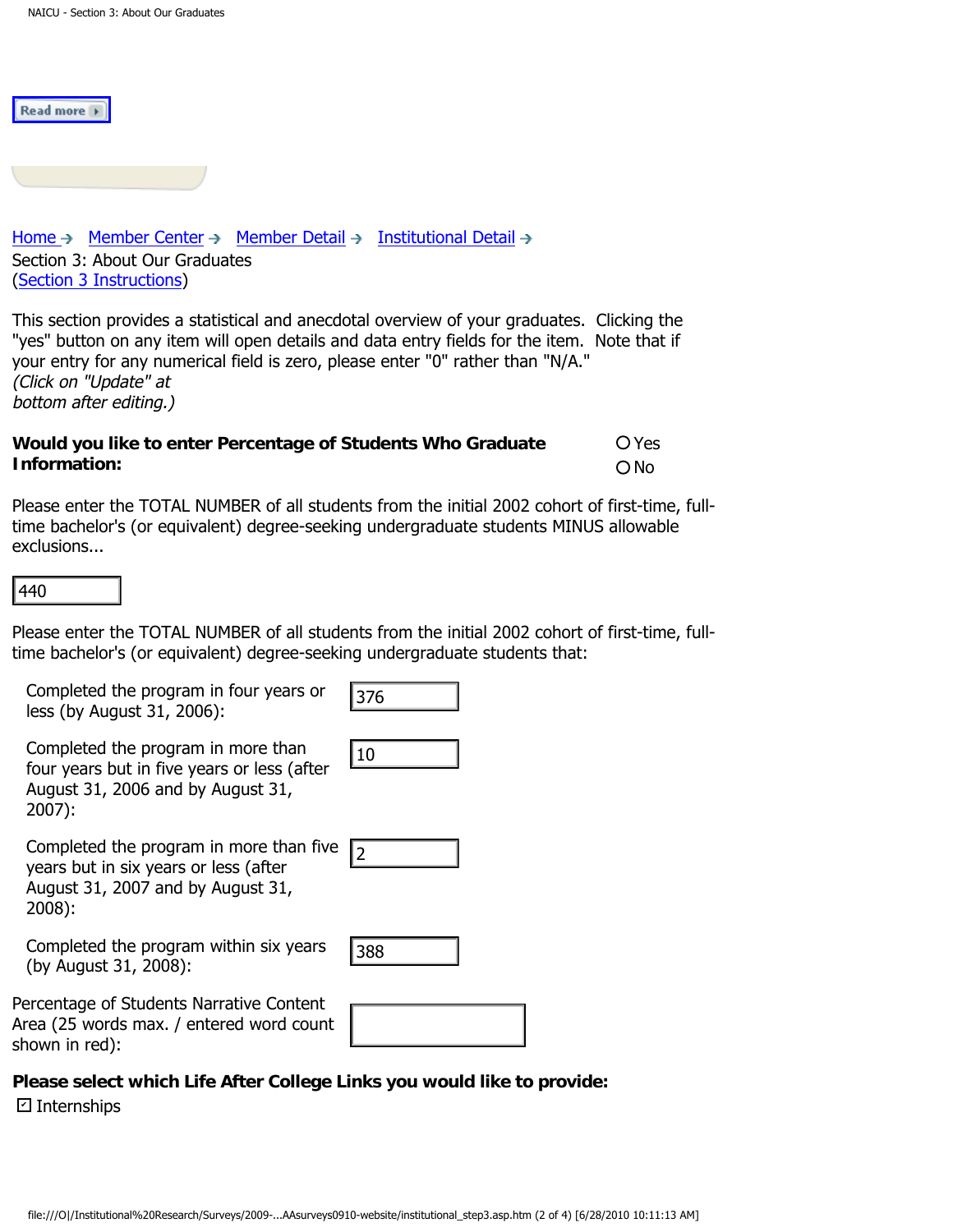Read more

Home → Member Center → Member Detail → Institutional Detail →
Section 3: About Our Graduates
(Section 3 Instructions)

This section provides a statistical and anecdotal overview of your graduates. Clicking the "yes" button on any item will open details and data entry fields for the item. Note that if your entry for any numerical field is zero, please enter "0" rather than "N/A."
*(Click on "Update" at bottom after editing.)*

**Would you like to enter Percentage of Students Who Graduate Information:** ○ Yes ○ No

Please enter the TOTAL NUMBER of all students from the initial 2002 cohort of first-time, full-time bachelor's (or equivalent) degree-seeking undergraduate students MINUS allowable exclusions...

440

Please enter the TOTAL NUMBER of all students from the initial 2002 cohort of first-time, full-time bachelor's (or equivalent) degree-seeking undergraduate students that:

| | |
|---|---|
| Completed the program in four years or less (by August 31, 2006): | 376 |
| Completed the program in more than four years but in five years or less (after August 31, 2006 and by August 31, 2007): | 10 |
| Completed the program in more than five years but in six years or less (after August 31, 2007 and by August 31, 2008): | 2 |
| Completed the program within six years (by August 31, 2008): | 388 |
| Percentage of Students Narrative Content Area (25 words max. / entered word count shown in red): | |

**Please select which Life After College Links you would like to provide:**

☑ Internships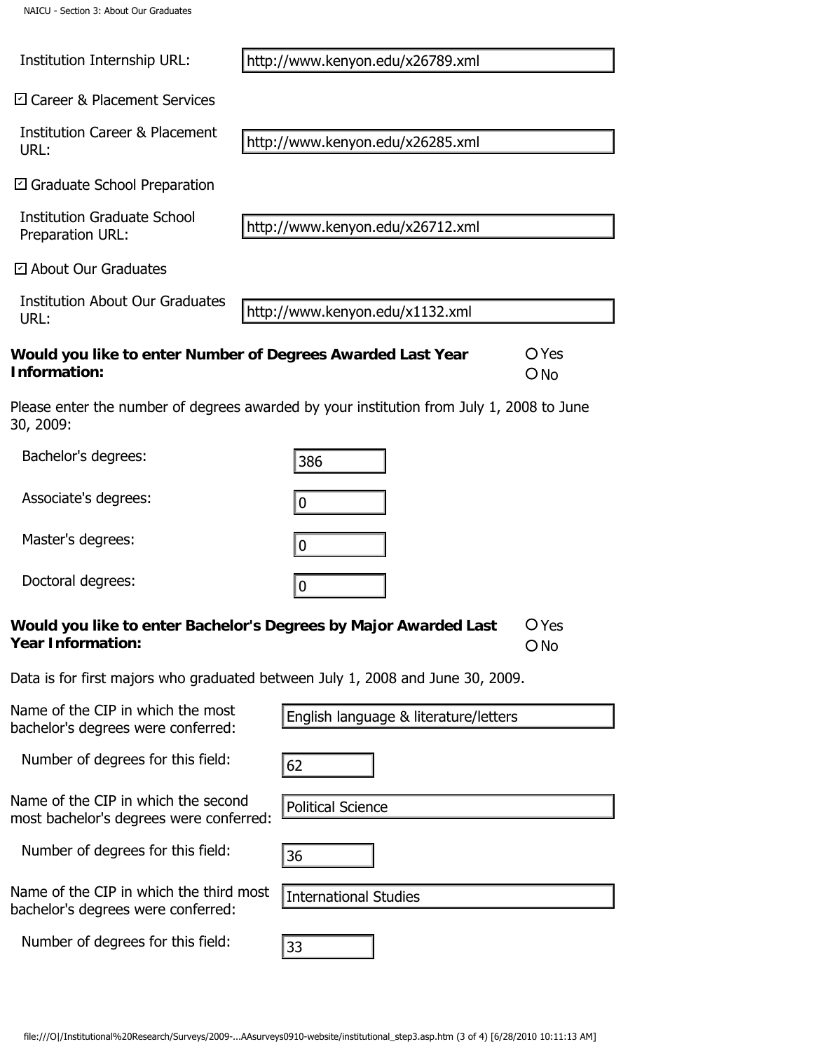Institution Internship URL: http://www.kenyon.edu/x26789.xml

☑ Career & Placement Services

Institution Career & Placement URL: http://www.kenyon.edu/x26285.xml

☑ Graduate School Preparation

Institution Graduate School Preparation URL: http://www.kenyon.edu/x26712.xml

☑ About Our Graduates

Institution About Our Graduates URL: http://www.kenyon.edu/x1132.xml

**Would you like to enter Number of Degrees Awarded Last Year Information:** ○ Yes ○ No

Please enter the number of degrees awarded by your institution from July 1, 2008 to June 30, 2009:

| | |
|---|---|
| Bachelor's degrees: | 386 |
| Associate's degrees: | 0 |
| Master's degrees: | 0 |
| Doctoral degrees: | 0 |

**Would you like to enter Bachelor's Degrees by Major Awarded Last Year Information:** ○ Yes ○ No

Data is for first majors who graduated between July 1, 2008 and June 30, 2009.

| | |
|---|---|
| Name of the CIP in which the most bachelor's degrees were conferred: | English language & literature/letters |
| Number of degrees for this field: | 62 |
| Name of the CIP in which the second most bachelor's degrees were conferred: | Political Science |
| Number of degrees for this field: | 36 |
| Name of the CIP in which the third most bachelor's degrees were conferred: | International Studies |
| Number of degrees for this field: | 33 |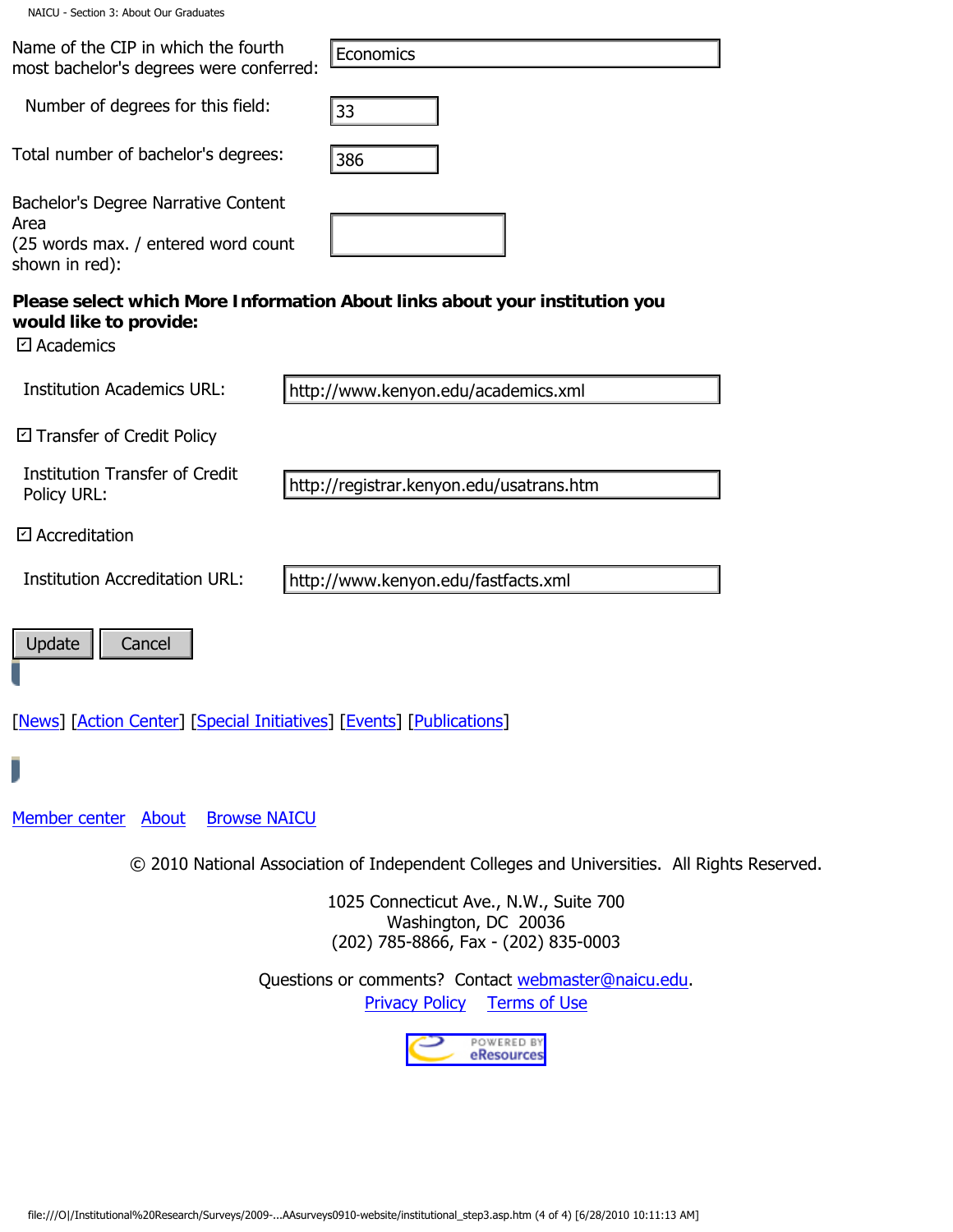Name of the CIP in which the fourth most bachelor's degrees were conferred: Economics

Number of degrees for this field: 33

Total number of bachelor's degrees: 386

Bachelor's Degree Narrative Content Area (25 words max. / entered word count shown in red):

**Please select which More Information About links about your institution you would like to provide:**

☑ Academics

Institution Academics URL: http://www.kenyon.edu/academics.xml

☑ Transfer of Credit Policy

Institution Transfer of Credit Policy URL: http://registrar.kenyon.edu/usatrans.htm

☑ Accreditation

Institution Accreditation URL: http://www.kenyon.edu/fastfacts.xml

Update Cancel

[News] [Action Center] [Special Initiatives] [Events] [Publications]

Member center About Browse NAICU

© 2010 National Association of Independent Colleges and Universities. All Rights Reserved.

1025 Connecticut Ave., N.W., Suite 700
Washington, DC 20036
(202) 785-8866, Fax - (202) 835-0003

Questions or comments? Contact webmaster@naicu.edu.
Privacy Policy Terms of Use

POWERED BY eResources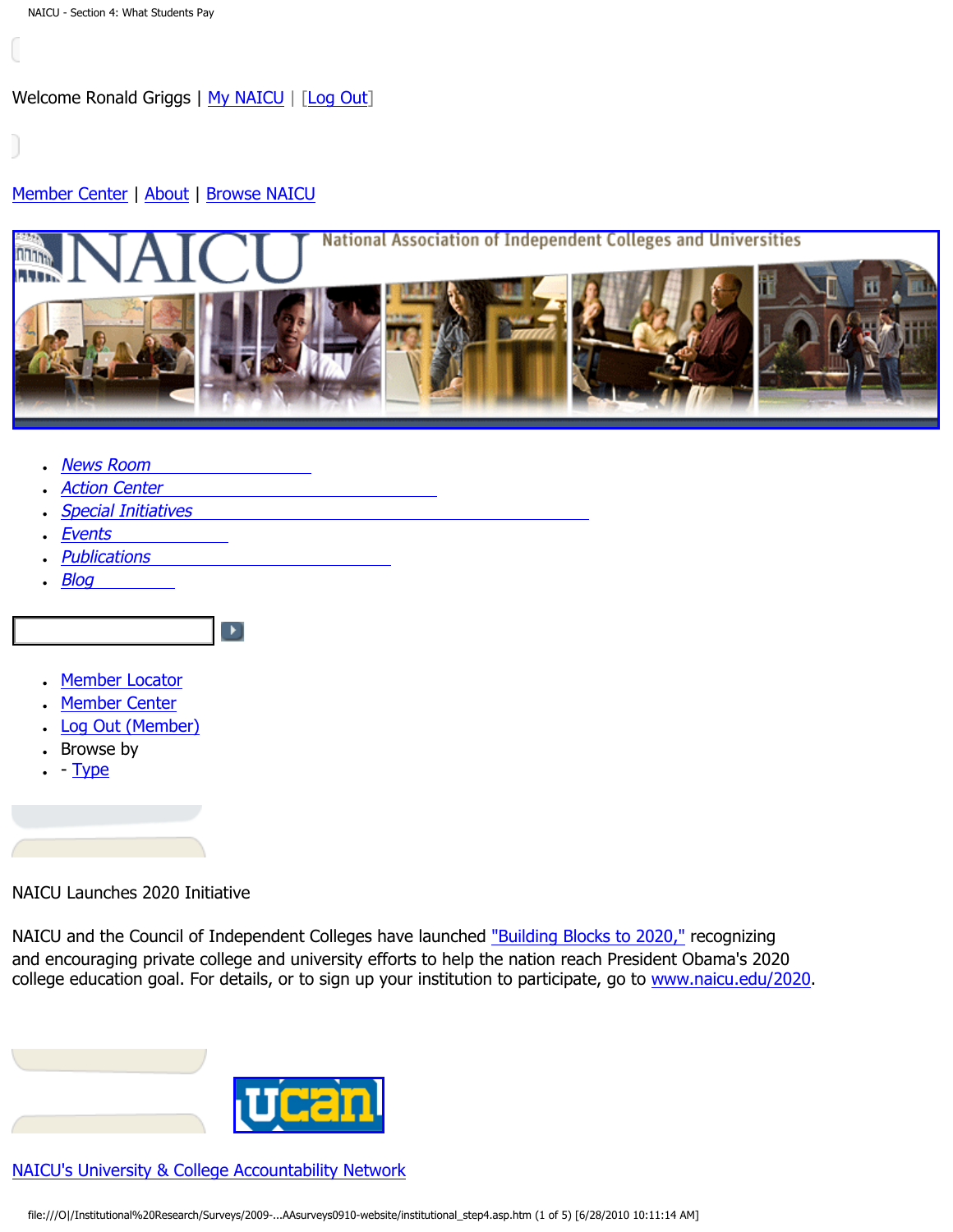Welcome Ronald Griggs | My NAICU | [Log Out]

Member Center | About | Browse NAICU

- News Room
- Action Center
- Special Initiatives
- Events
- Publications
- Blog

- Member Locator
- Member Center
- Log Out (Member)
- Browse by
- - Type

NAICU Launches 2020 Initiative

NAICU and the Council of Independent Colleges have launched "Building Blocks to 2020," recognizing and encouraging private college and university efforts to help the nation reach President Obama's 2020 college education goal. For details, or to sign up your institution to participate, go to www.naicu.edu/2020.

NAICU's University & College Accountability Network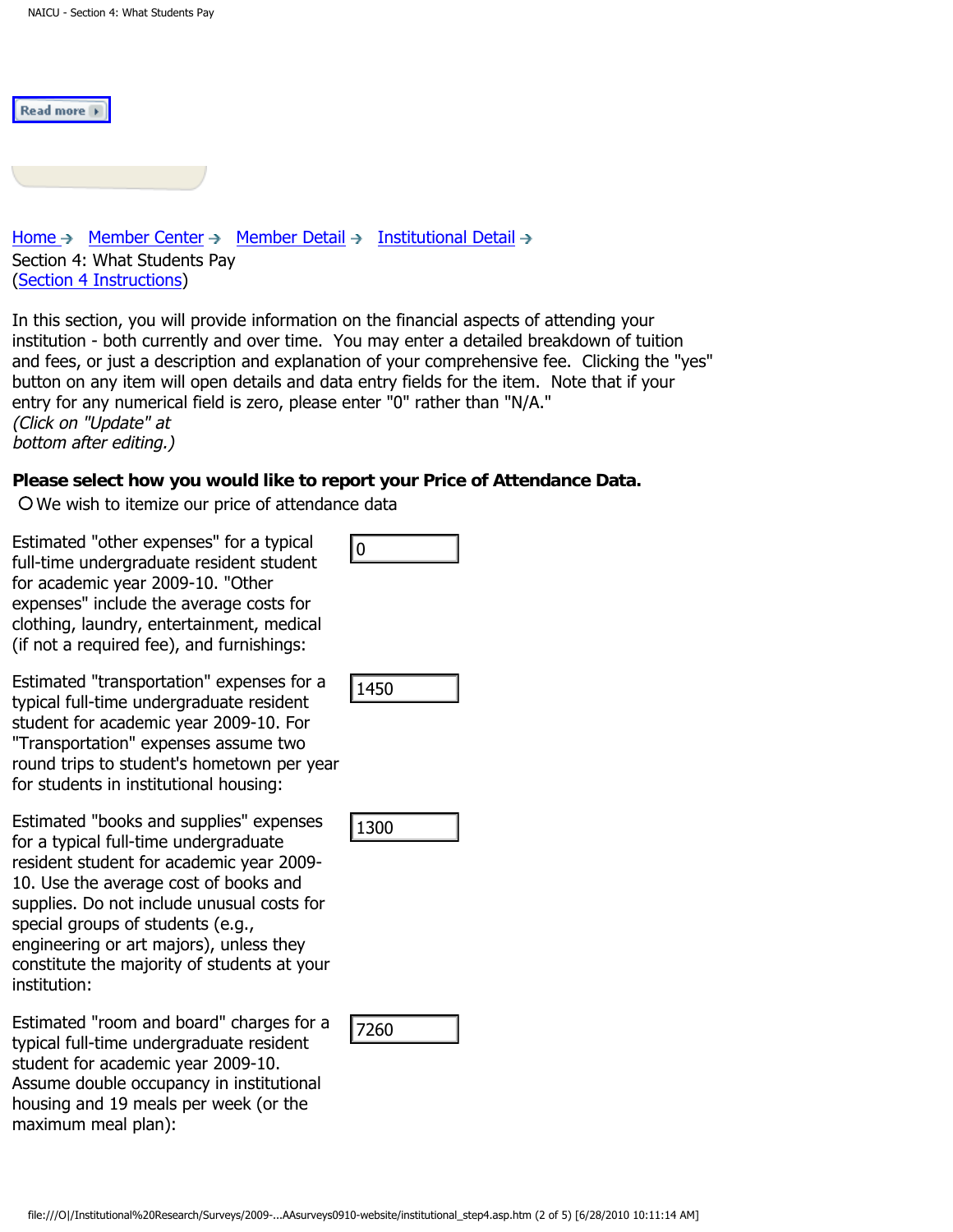Read more

Home → Member Center → Member Detail → Institutional Detail →
Section 4: What Students Pay
(Section 4 Instructions)

In this section, you will provide information on the financial aspects of attending your institution - both currently and over time. You may enter a detailed breakdown of tuition and fees, or just a description and explanation of your comprehensive fee. Clicking the "yes" button on any item will open details and data entry fields for the item. Note that if your entry for any numerical field is zero, please enter "0" rather than "N/A."
*(Click on "Update" at bottom after editing.)*

**Please select how you would like to report your Price of Attendance Data.**

○ We wish to itemize our price of attendance data

| | |
|---|---|
| Estimated "other expenses" for a typical full-time undergraduate resident student for academic year 2009-10. "Other expenses" include the average costs for clothing, laundry, entertainment, medical (if not a required fee), and furnishings: | 0 |
| Estimated "transportation" expenses for a typical full-time undergraduate resident student for academic year 2009-10. For "Transportation" expenses assume two round trips to student's hometown per year for students in institutional housing: | 1450 |
| Estimated "books and supplies" expenses for a typical full-time undergraduate resident student for academic year 2009-10. Use the average cost of books and supplies. Do not include unusual costs for special groups of students (e.g., engineering or art majors), unless they constitute the majority of students at your institution: | 1300 |
| Estimated "room and board" charges for a typical full-time undergraduate resident student for academic year 2009-10. Assume double occupancy in institutional housing and 19 meals per week (or the maximum meal plan): | 7260 |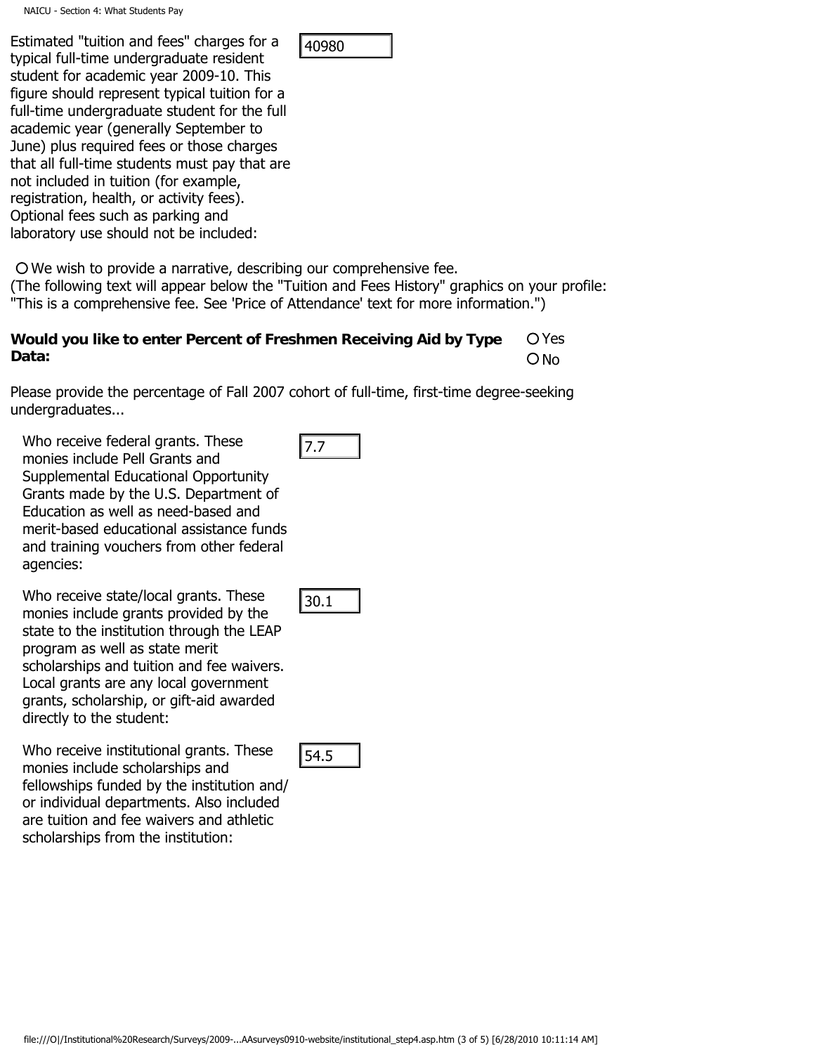Estimated "tuition and fees" charges for a typical full-time undergraduate resident student for academic year 2009-10. This figure should represent typical tuition for a full-time undergraduate student for the full academic year (generally September to June) plus required fees or those charges that all full-time students must pay that are not included in tuition (for example, registration, health, or activity fees). Optional fees such as parking and laboratory use should not be included: 40980

○ We wish to provide a narrative, describing our comprehensive fee.
(The following text will appear below the "Tuition and Fees History" graphics on your profile: "This is a comprehensive fee. See 'Price of Attendance' text for more information.")

**Would you like to enter Percent of Freshmen Receiving Aid by Type Data:** ○ Yes ○ No

Please provide the percentage of Fall 2007 cohort of full-time, first-time degree-seeking undergraduates...

Who receive federal grants. These monies include Pell Grants and Supplemental Educational Opportunity Grants made by the U.S. Department of Education as well as need-based and merit-based educational assistance funds and training vouchers from other federal agencies: 7.7

Who receive state/local grants. These monies include grants provided by the state to the institution through the LEAP program as well as state merit scholarships and tuition and fee waivers. Local grants are any local government grants, scholarship, or gift-aid awarded directly to the student: 30.1

Who receive institutional grants. These monies include scholarships and fellowships funded by the institution and/or individual departments. Also included are tuition and fee waivers and athletic scholarships from the institution: 54.5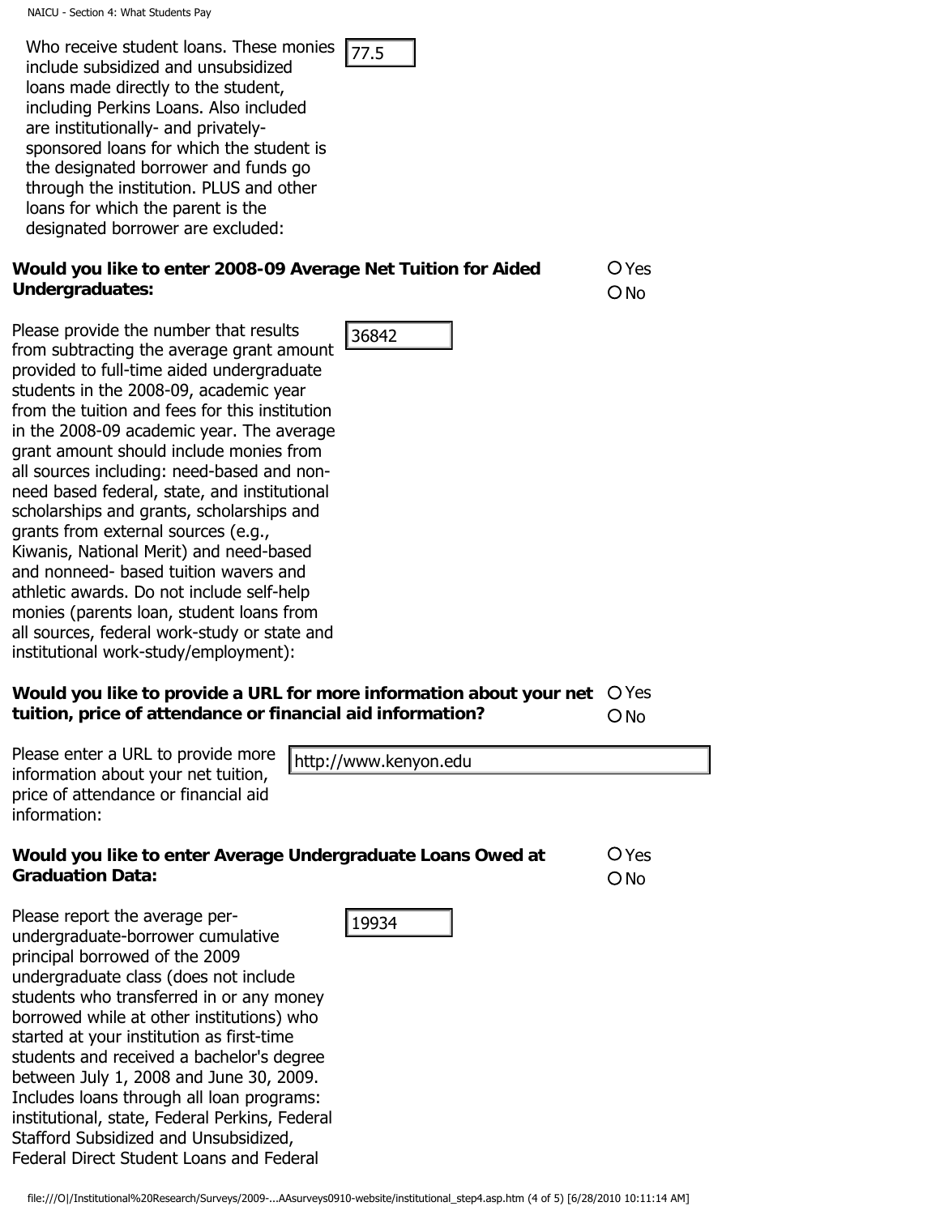Who receive student loans. These monies include subsidized and unsubsidized loans made directly to the student, including Perkins Loans. Also included are institutionally- and privately-sponsored loans for which the student is the designated borrower and funds go through the institution. PLUS and other loans for which the parent is the designated borrower are excluded: 77.5

**Would you like to enter 2008-09 Average Net Tuition for Aided Undergraduates:**

○ Yes
○ No

Please provide the number that results from subtracting the average grant amount provided to full-time aided undergraduate students in the 2008-09, academic year from the tuition and fees for this institution in the 2008-09 academic year. The average grant amount should include monies from all sources including: need-based and non-need based federal, state, and institutional scholarships and grants, scholarships and grants from external sources (e.g., Kiwanis, National Merit) and need-based and nonneed- based tuition wavers and athletic awards. Do not include self-help monies (parents loan, student loans from all sources, federal work-study or state and institutional work-study/employment): 36842

**Would you like to provide a URL for more information about your net tuition, price of attendance or financial aid information?**

○ Yes
○ No

Please enter a URL to provide more information about your net tuition, price of attendance or financial aid information: http://www.kenyon.edu

**Would you like to enter Average Undergraduate Loans Owed at Graduation Data:**

○ Yes
○ No

Please report the average per-undergraduate-borrower cumulative principal borrowed of the 2009 undergraduate class (does not include students who transferred in or any money borrowed while at other institutions) who started at your institution as first-time students and received a bachelor's degree between July 1, 2008 and June 30, 2009. Includes loans through all loan programs: institutional, state, Federal Perkins, Federal Stafford Subsidized and Unsubsidized, Federal Direct Student Loans and Federal 19934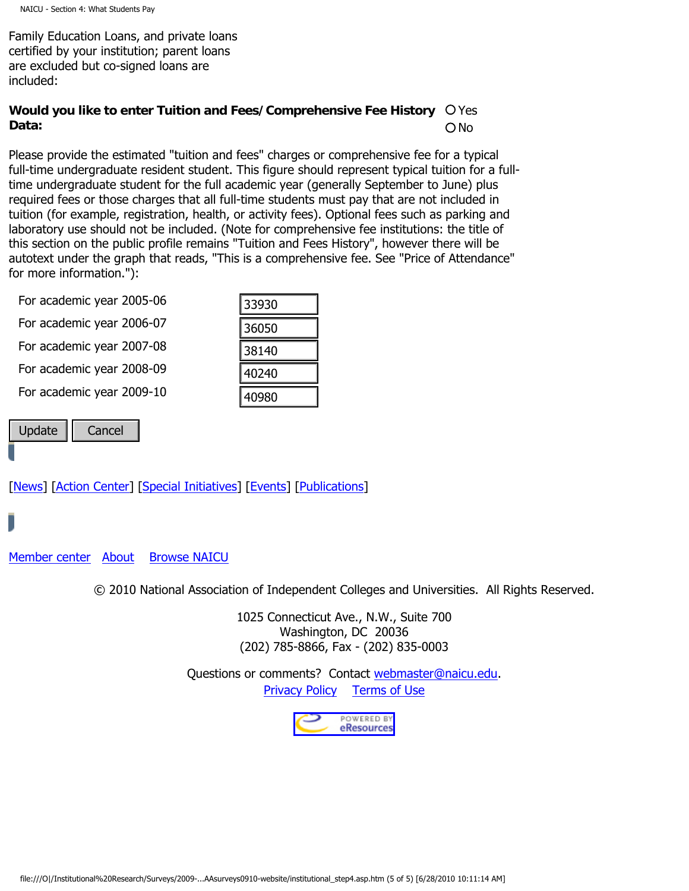Family Education Loans, and private loans certified by your institution; parent loans are excluded but co-signed loans are included:

**Would you like to enter Tuition and Fees/Comprehensive Fee History Data:** ○ Yes ○ No

Please provide the estimated "tuition and fees" charges or comprehensive fee for a typical full-time undergraduate resident student. This figure should represent typical tuition for a full-time undergraduate student for the full academic year (generally September to June) plus required fees or those charges that all full-time students must pay that are not included in tuition (for example, registration, health, or activity fees). Optional fees such as parking and laboratory use should not be included. (Note for comprehensive fee institutions: the title of this section on the public profile remains "Tuition and Fees History", however there will be autotext under the graph that reads, "This is a comprehensive fee. See "Price of Attendance" for more information."):

| | |
|---|---|
| For academic year 2005-06 | 33930 |
| For academic year 2006-07 | 36050 |
| For academic year 2007-08 | 38140 |
| For academic year 2008-09 | 40240 |
| For academic year 2009-10 | 40980 |

Update Cancel

[News] [Action Center] [Special Initiatives] [Events] [Publications]

Member center About Browse NAICU

© 2010 National Association of Independent Colleges and Universities. All Rights Reserved.

1025 Connecticut Ave., N.W., Suite 700
Washington, DC 20036
(202) 785-8866, Fax - (202) 835-0003

Questions or comments? Contact webmaster@naicu.edu.
Privacy Policy Terms of Use

POWERED BY eResources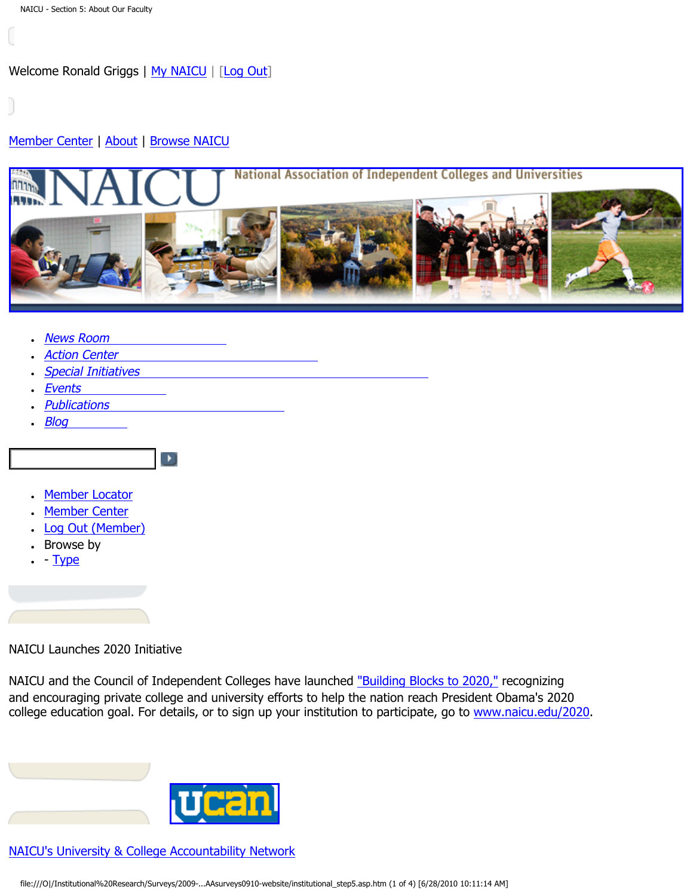Welcome Ronald Griggs | My NAICU | [Log Out]

Member Center | About | Browse NAICU

- *News Room*
- *Action Center*
- *Special Initiatives*
- *Events*
- *Publications*
- *Blog*

- Member Locator
- Member Center
- Log Out (Member)
- Browse by
- - Type

NAICU Launches 2020 Initiative

NAICU and the Council of Independent Colleges have launched "Building Blocks to 2020," recognizing and encouraging private college and university efforts to help the nation reach President Obama's 2020 college education goal. For details, or to sign up your institution to participate, go to www.naicu.edu/2020.

NAICU's University & College Accountability Network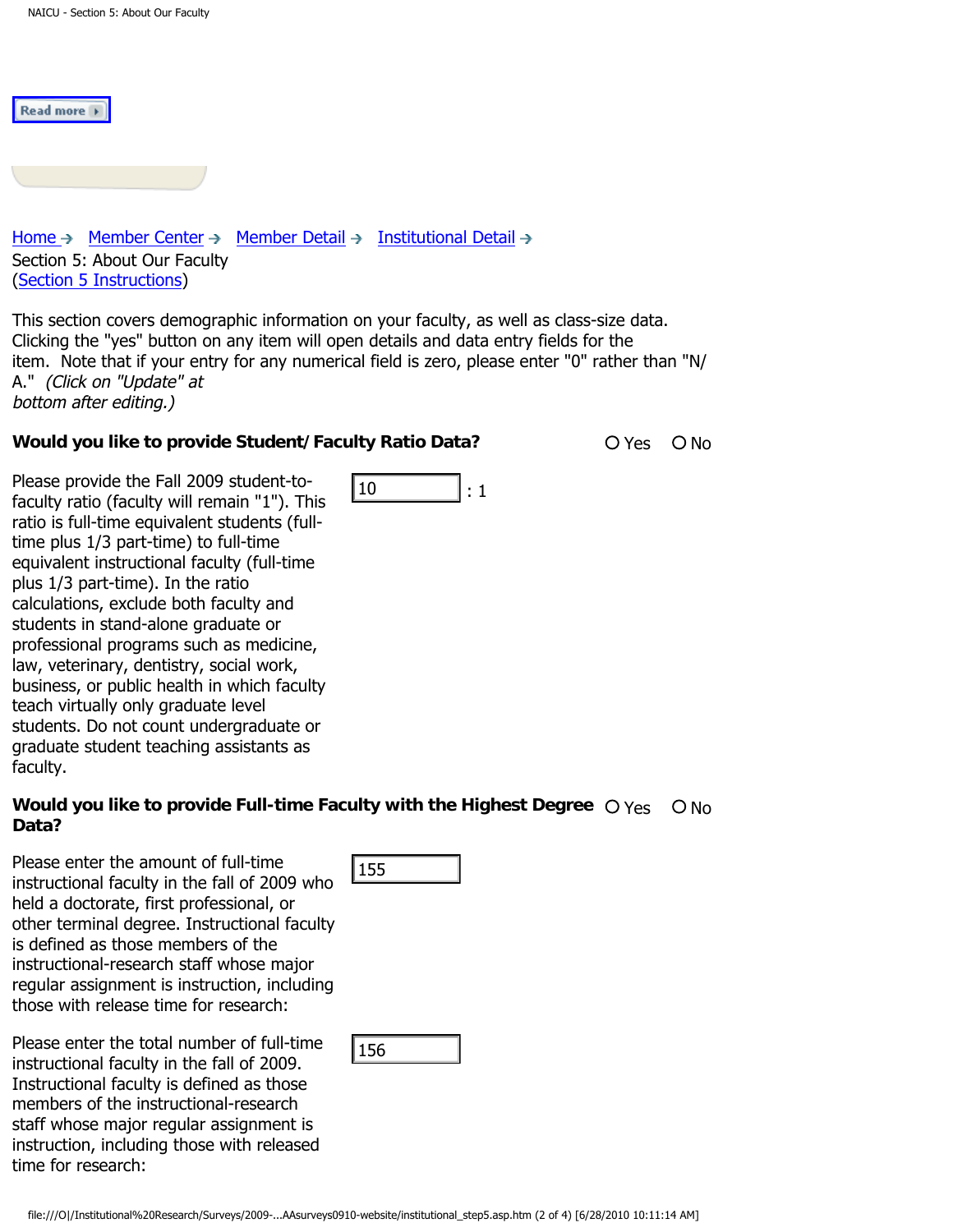Read more

Home → Member Center → Member Detail → Institutional Detail →
Section 5: About Our Faculty
(Section 5 Instructions)

This section covers demographic information on your faculty, as well as class-size data. Clicking the "yes" button on any item will open details and data entry fields for the item. Note that if your entry for any numerical field is zero, please enter "0" rather than "N/A." *(Click on "Update" at bottom after editing.)*

**Would you like to provide Student/ Faculty Ratio Data?** ○ Yes ○ No

Please provide the Fall 2009 student-to-faculty ratio (faculty will remain "1"). This ratio is full-time equivalent students (full-time plus 1/3 part-time) to full-time equivalent instructional faculty (full-time plus 1/3 part-time). In the ratio calculations, exclude both faculty and students in stand-alone graduate or professional programs such as medicine, law, veterinary, dentistry, social work, business, or public health in which faculty teach virtually only graduate level students. Do not count undergraduate or graduate student teaching assistants as faculty.

10 : 1

**Would you like to provide Full-time Faculty with the Highest Degree Data?** ○ Yes ○ No

Please enter the amount of full-time instructional faculty in the fall of 2009 who held a doctorate, first professional, or other terminal degree. Instructional faculty is defined as those members of the instructional-research staff whose major regular assignment is instruction, including those with release time for research:

155

Please enter the total number of full-time instructional faculty in the fall of 2009. Instructional faculty is defined as those members of the instructional-research staff whose major regular assignment is instruction, including those with released time for research:

156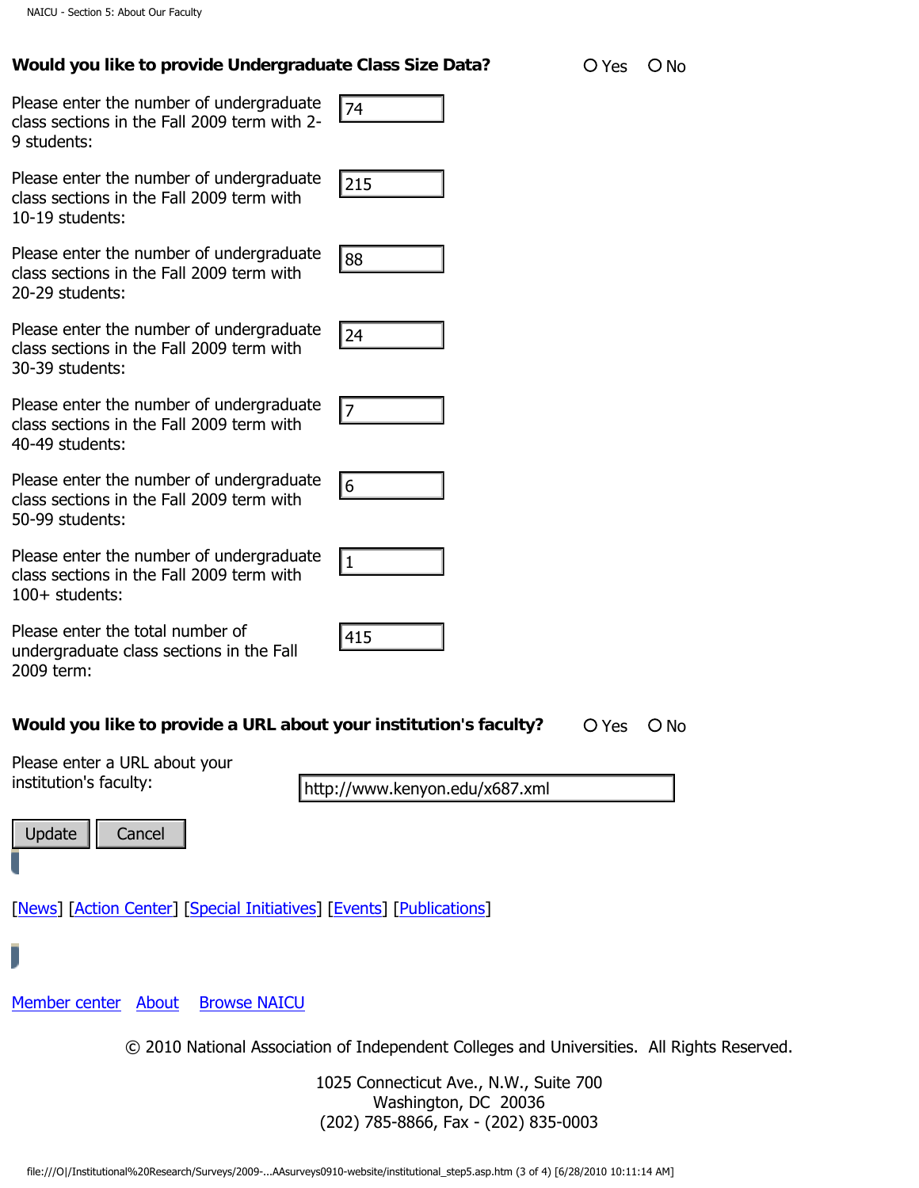**Would you like to provide Undergraduate Class Size Data?** ○ Yes ○ No

| Question | Value |
|---|---|
| Please enter the number of undergraduate class sections in the Fall 2009 term with 2-9 students: | 74 |
| Please enter the number of undergraduate class sections in the Fall 2009 term with 10-19 students: | 215 |
| Please enter the number of undergraduate class sections in the Fall 2009 term with 20-29 students: | 88 |
| Please enter the number of undergraduate class sections in the Fall 2009 term with 30-39 students: | 24 |
| Please enter the number of undergraduate class sections in the Fall 2009 term with 40-49 students: | 7 |
| Please enter the number of undergraduate class sections in the Fall 2009 term with 50-99 students: | 6 |
| Please enter the number of undergraduate class sections in the Fall 2009 term with 100+ students: | 1 |
| Please enter the total number of undergraduate class sections in the Fall 2009 term: | 415 |

**Would you like to provide a URL about your institution's faculty?** ○ Yes ○ No

Please enter a URL about your institution's faculty: http://www.kenyon.edu/x687.xml

Update | Cancel

[News] [Action Center] [Special Initiatives] [Events] [Publications]

Member center About Browse NAICU

© 2010 National Association of Independent Colleges and Universities. All Rights Reserved.

1025 Connecticut Ave., N.W., Suite 700
Washington, DC 20036
(202) 785-8866, Fax - (202) 835-0003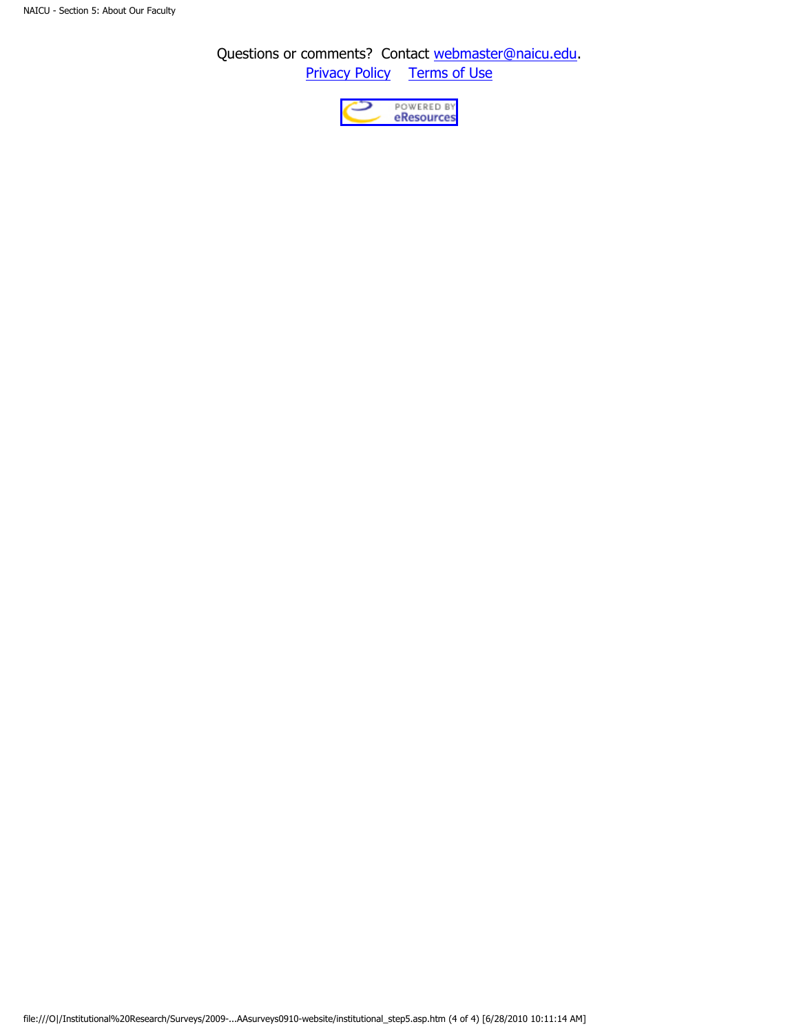Questions or comments? Contact webmaster@naicu.edu.
Privacy Policy Terms of Use

POWERED BY eResources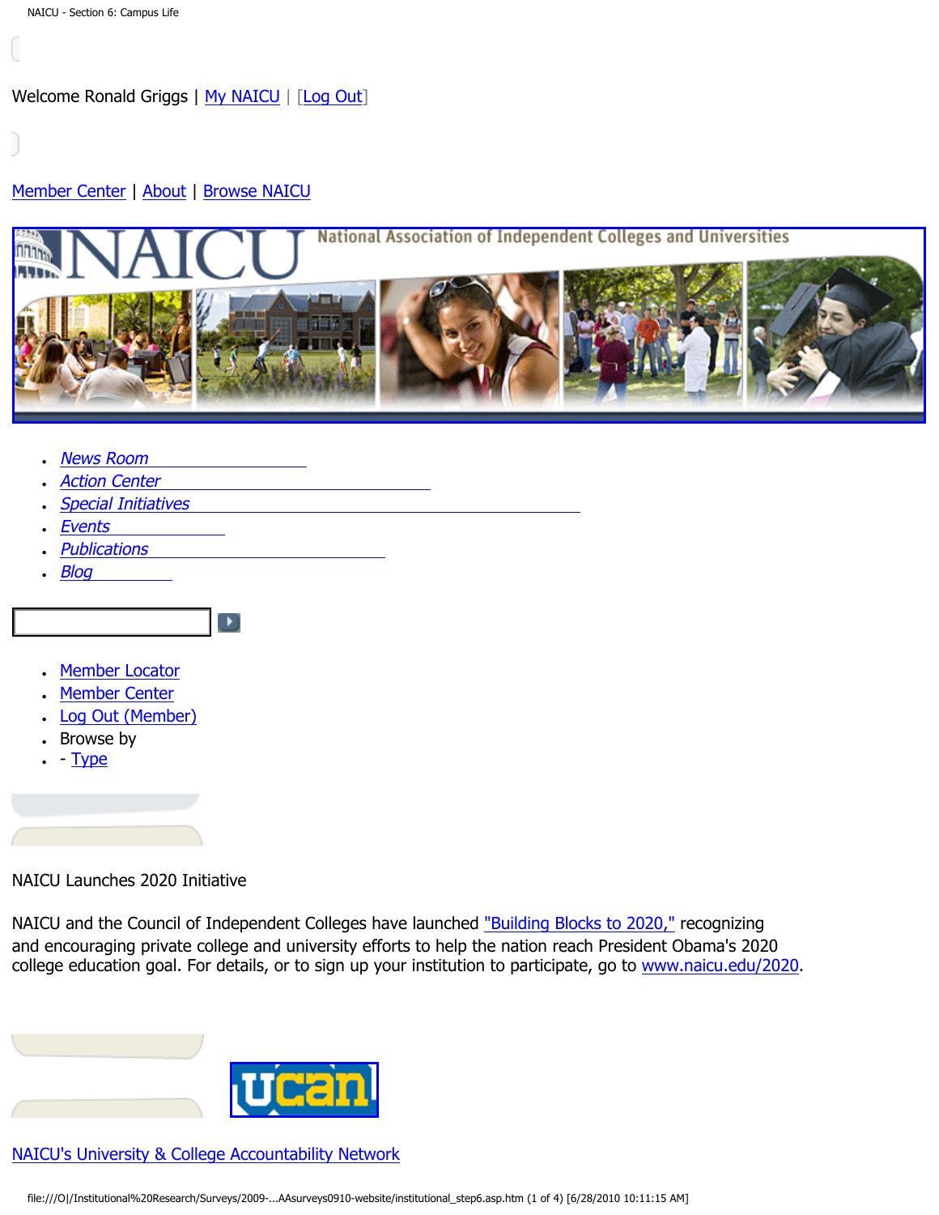Welcome Ronald Griggs | My NAICU | [Log Out]

Member Center | About | Browse NAICU

National Association of Independent Colleges and Universities

- News Room
- Action Center
- Special Initiatives
- Events
- Publications
- Blog

- Member Locator
- Member Center
- Log Out (Member)
- Browse by
- - Type

NAICU Launches 2020 Initiative

NAICU and the Council of Independent Colleges have launched "Building Blocks to 2020," recognizing and encouraging private college and university efforts to help the nation reach President Obama's 2020 college education goal. For details, or to sign up your institution to participate, go to www.naicu.edu/2020.

ucan

NAICU's University & College Accountability Network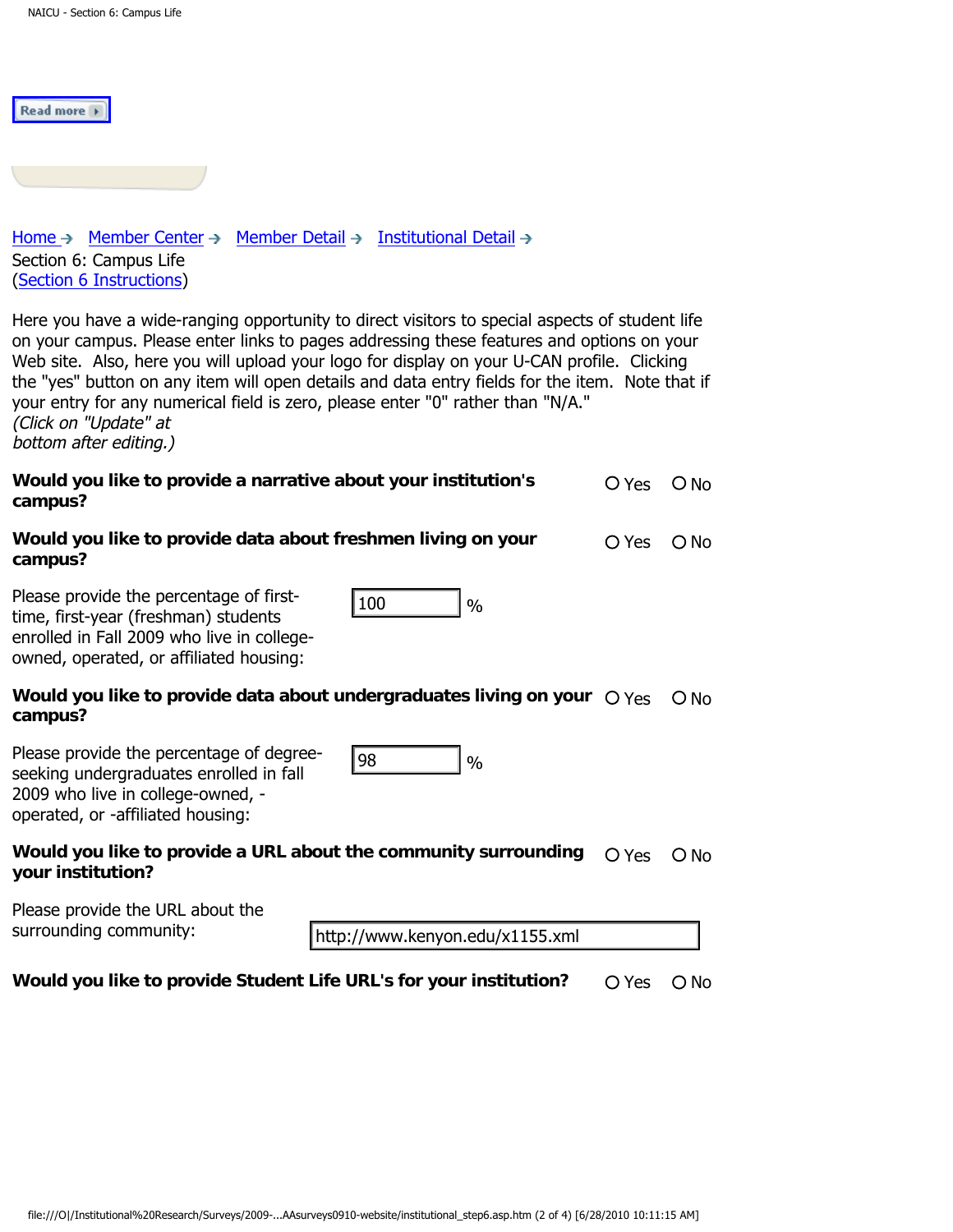Read more

Home → Member Center → Member Detail → Institutional Detail →
Section 6: Campus Life
(Section 6 Instructions)

Here you have a wide-ranging opportunity to direct visitors to special aspects of student life on your campus. Please enter links to pages addressing these features and options on your Web site. Also, here you will upload your logo for display on your U-CAN profile. Clicking the "yes" button on any item will open details and data entry fields for the item. Note that if your entry for any numerical field is zero, please enter "0" rather than "N/A."
*(Click on "Update" at bottom after editing.)*

**Would you like to provide a narrative about your institution's campus?** ○ Yes ○ No

**Would you like to provide data about freshmen living on your campus?** ○ Yes ○ No

Please provide the percentage of first-time, first-year (freshman) students enrolled in Fall 2009 who live in college-owned, operated, or affiliated housing: 100 %

**Would you like to provide data about undergraduates living on your campus?** ○ Yes ○ No

Please provide the percentage of degree-seeking undergraduates enrolled in fall 2009 who live in college-owned, -operated, or -affiliated housing: 98 %

**Would you like to provide a URL about the community surrounding your institution?** ○ Yes ○ No

Please provide the URL about the surrounding community: http://www.kenyon.edu/x1155.xml

**Would you like to provide Student Life URL's for your institution?** ○ Yes ○ No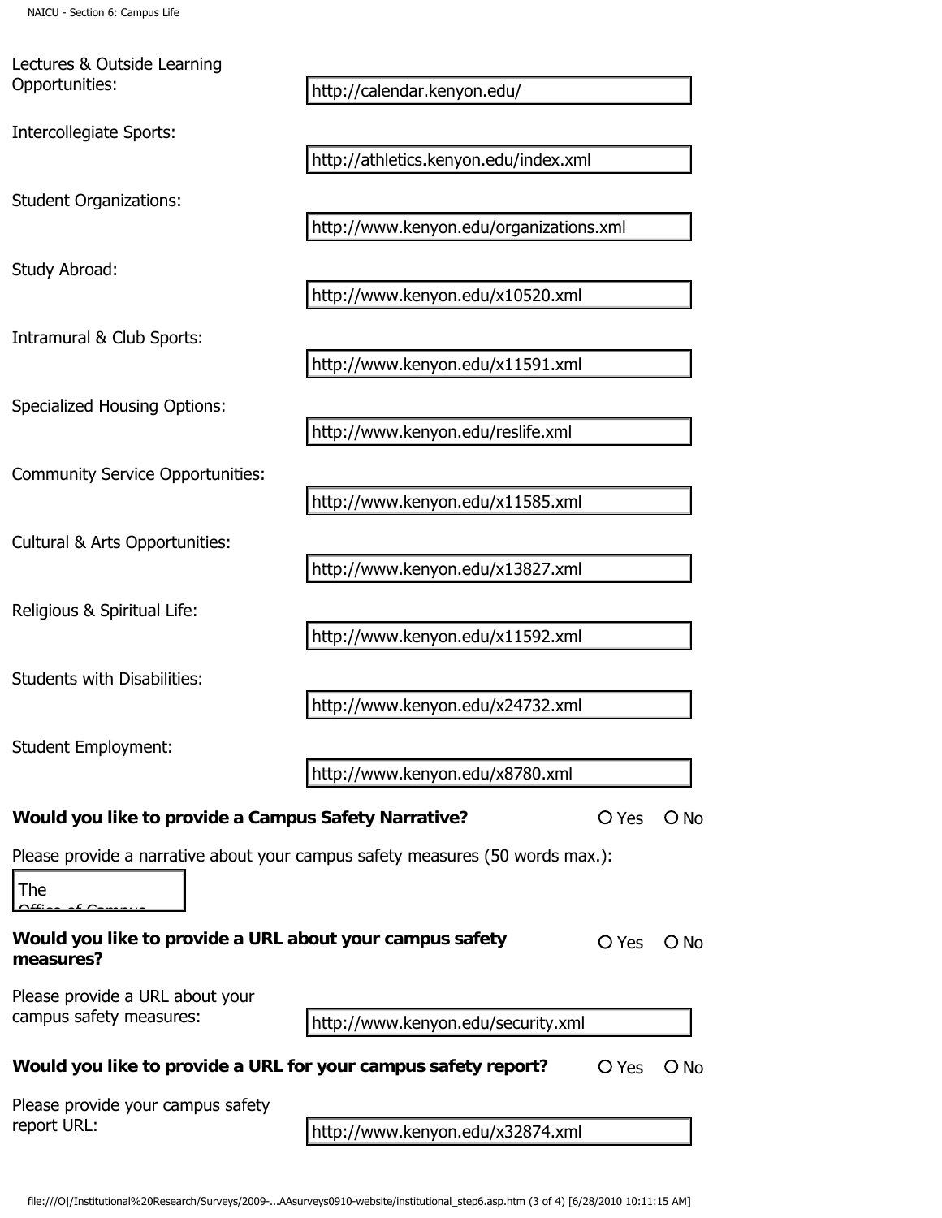Lectures & Outside Learning Opportunities: http://calendar.kenyon.edu/

Intercollegiate Sports: http://athletics.kenyon.edu/index.xml

Student Organizations: http://www.kenyon.edu/organizations.xml

Study Abroad: http://www.kenyon.edu/x10520.xml

Intramural & Club Sports: http://www.kenyon.edu/x11591.xml

Specialized Housing Options: http://www.kenyon.edu/reslife.xml

Community Service Opportunities: http://www.kenyon.edu/x11585.xml

Cultural & Arts Opportunities: http://www.kenyon.edu/x13827.xml

Religious & Spiritual Life: http://www.kenyon.edu/x11592.xml

Students with Disabilities: http://www.kenyon.edu/x24732.xml

Student Employment: http://www.kenyon.edu/x8780.xml

**Would you like to provide a Campus Safety Narrative?** ○ Yes ○ No

Please provide a narrative about your campus safety measures (50 words max.):

The Office of Campus

**Would you like to provide a URL about your campus safety measures?** ○ Yes ○ No

Please provide a URL about your campus safety measures: http://www.kenyon.edu/security.xml

**Would you like to provide a URL for your campus safety report?** ○ Yes ○ No

Please provide your campus safety report URL: http://www.kenyon.edu/x32874.xml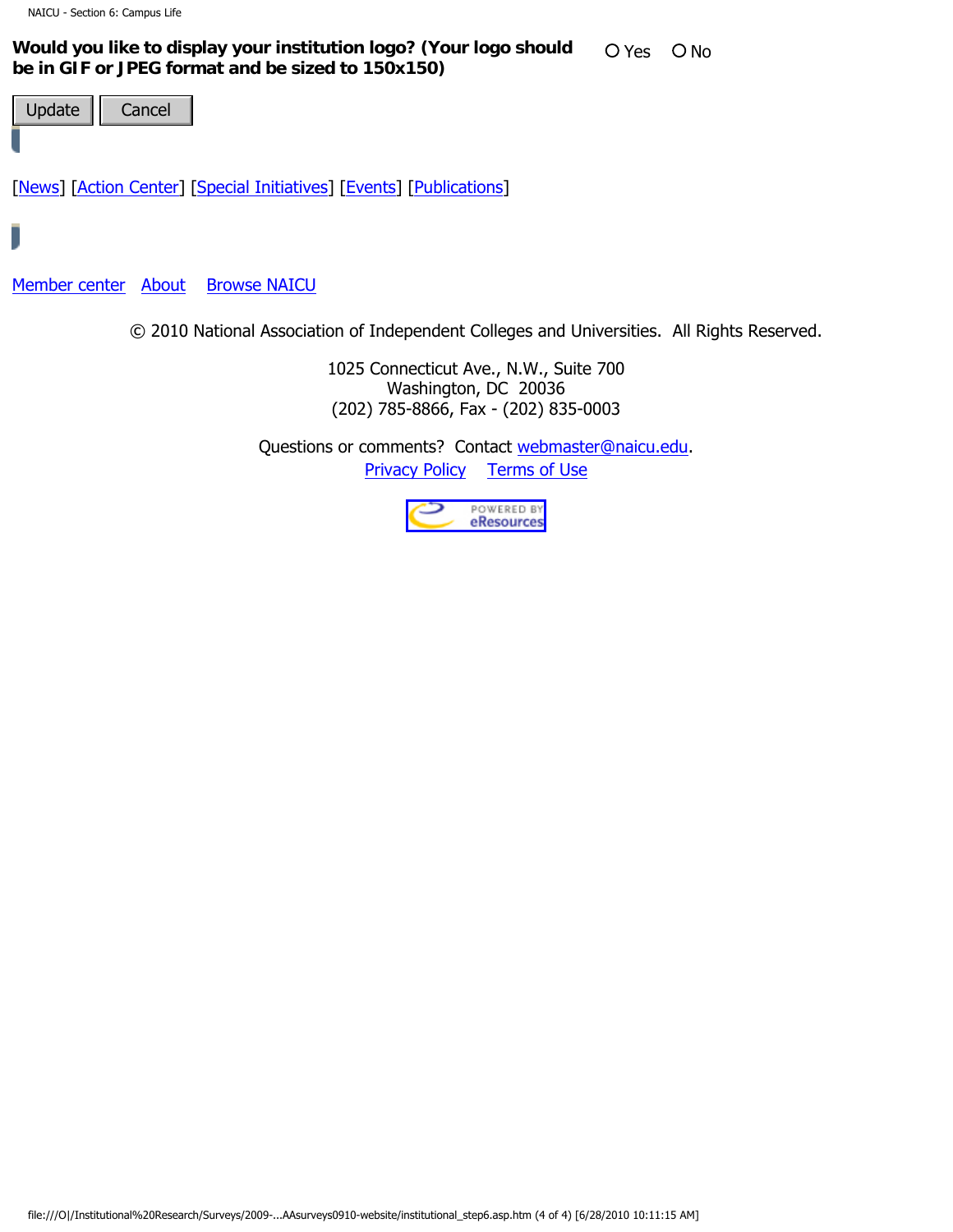**Would you like to display your institution logo? (Your logo should be in GIF or JPEG format and be sized to 150x150)** ○ Yes ○ No

Update Cancel

[News] [Action Center] [Special Initiatives] [Events] [Publications]

Member center About Browse NAICU

© 2010 National Association of Independent Colleges and Universities. All Rights Reserved.

1025 Connecticut Ave., N.W., Suite 700
Washington, DC 20036
(202) 785-8866, Fax - (202) 835-0003

Questions or comments? Contact webmaster@naicu.edu.
Privacy Policy Terms of Use

POWERED BY eResources